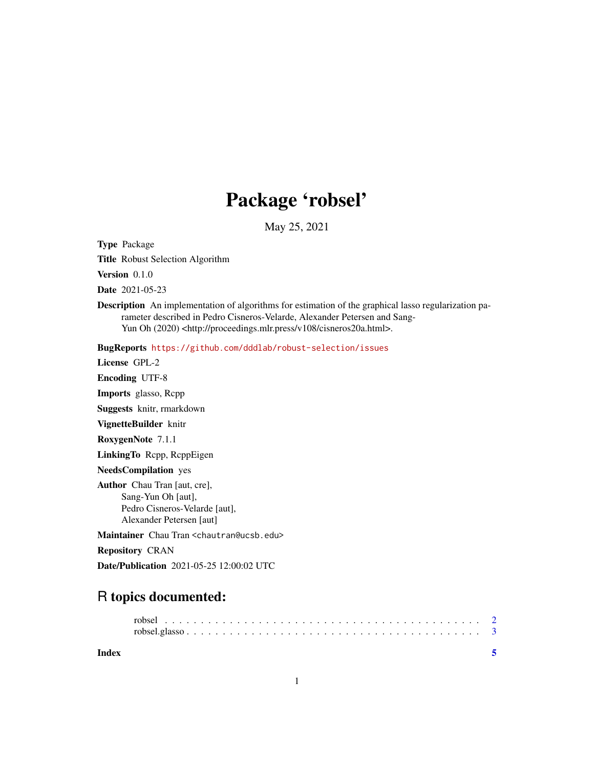# Package 'robsel'

May 25, 2021

**Type** Package

**Title** Robust Selection Algorithm

**Version** 0.1.0

**Date** 2021-05-23

**Description** An implementation of algorithms for estimation of the graphical lasso regularization parameter described in Pedro Cisneros-Velarde, Alexander Petersen and Sang-Yun Oh (2020) <http://proceedings.mlr.press/v108/cisneros20a.html>.

**BugReports** https://github.com/dddlab/robust-selection/issues

**License** GPL-2

**Encoding** UTF-8

**Imports** glasso, Rcpp

**Suggests** knitr, rmarkdown

**VignetteBuilder** knitr

**RoxygenNote** 7.1.1

**LinkingTo** Rcpp, RcppEigen

**NeedsCompilation** yes

**Author** Chau Tran [aut, cre],
Sang-Yun Oh [aut],
Pedro Cisneros-Velarde [aut],
Alexander Petersen [aut]

**Maintainer** Chau Tran <chautran@ucsb.edu>

**Repository** CRAN

**Date/Publication** 2021-05-25 12:00:02 UTC

## R topics documented:

robsel . . . . . . . . . . . . . . . . . . . . . . . . . . . . . . . . . . . . . . . . . . 2
robsel.glasso . . . . . . . . . . . . . . . . . . . . . . . . . . . . . . . . . . . . . . . 3

**Index** 5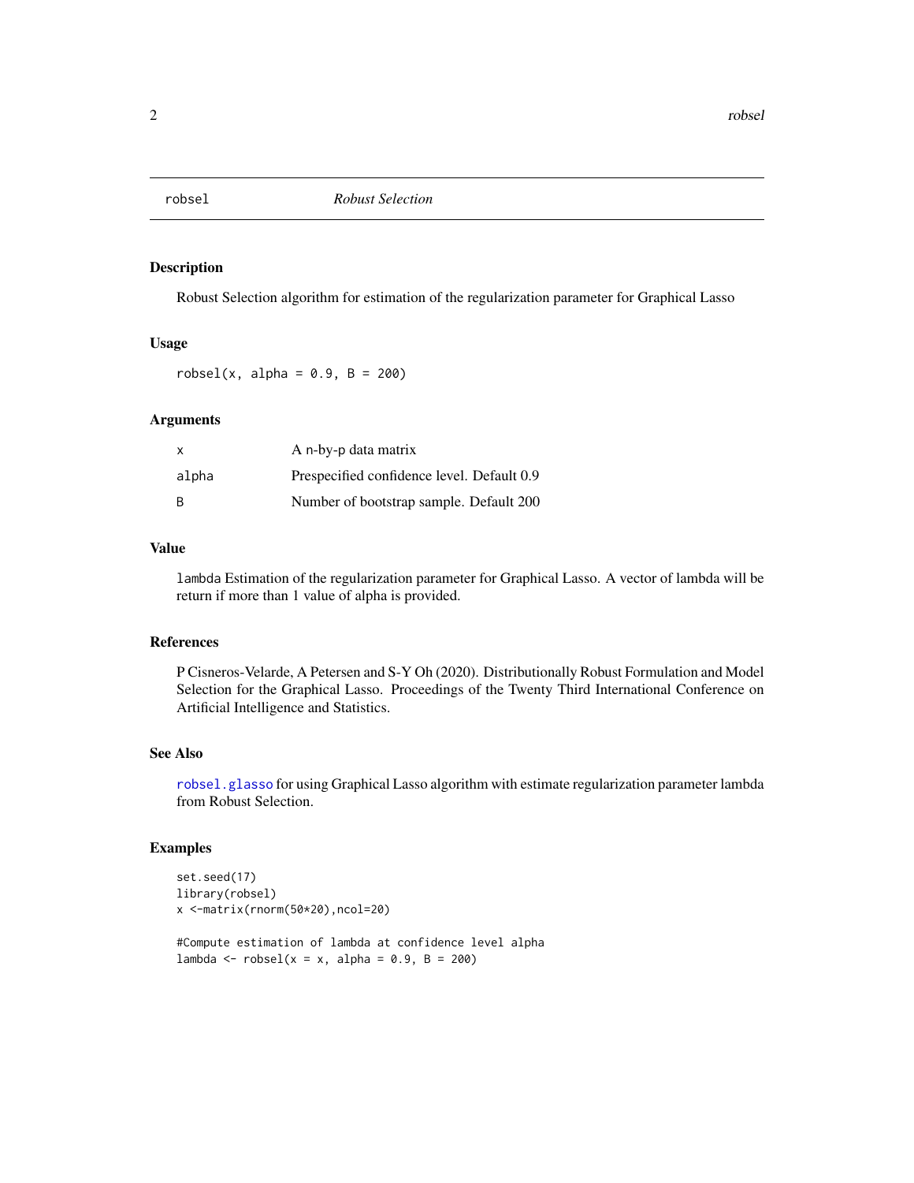## robsel — *Robust Selection*

### Description

Robust Selection algorithm for estimation of the regularization parameter for Graphical Lasso

### Usage

```
robsel(x, alpha = 0.9, B = 200)
```

### Arguments

| | |
|---|---|
| x | A n-by-p data matrix |
| alpha | Prespecified confidence level. Default 0.9 |
| B | Number of bootstrap sample. Default 200 |

### Value

lambda Estimation of the regularization parameter for Graphical Lasso. A vector of lambda will be return if more than 1 value of alpha is provided.

### References

P Cisneros-Velarde, A Petersen and S-Y Oh (2020). Distributionally Robust Formulation and Model Selection for the Graphical Lasso. Proceedings of the Twenty Third International Conference on Artificial Intelligence and Statistics.

### See Also

robsel.glasso for using Graphical Lasso algorithm with estimate regularization parameter lambda from Robust Selection.

### Examples

```
set.seed(17)
library(robsel)
x <-matrix(rnorm(50*20),ncol=20)

#Compute estimation of lambda at confidence level alpha
lambda <- robsel(x = x, alpha = 0.9, B = 200)
```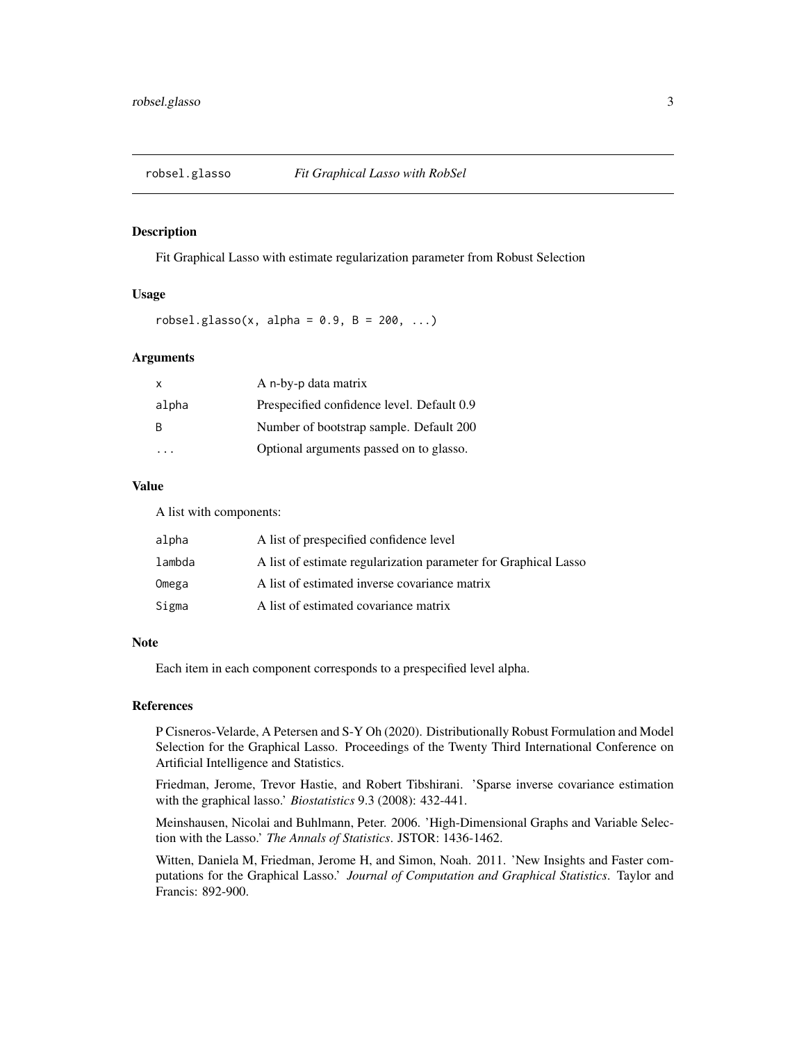## robsel.glasso — *Fit Graphical Lasso with RobSel*

### Description

Fit Graphical Lasso with estimate regularization parameter from Robust Selection

### Usage

```
robsel.glasso(x, alpha = 0.9, B = 200, ...)
```

### Arguments

| | |
|---|---|
| `x` | A n-by-p data matrix |
| `alpha` | Prespecified confidence level. Default 0.9 |
| `B` | Number of bootstrap sample. Default 200 |
| `...` | Optional arguments passed on to glasso. |

### Value

A list with components:

| | |
|---|---|
| `alpha` | A list of prespecified confidence level |
| `lambda` | A list of estimate regularization parameter for Graphical Lasso |
| `Omega` | A list of estimated inverse covariance matrix |
| `Sigma` | A list of estimated covariance matrix |

### Note

Each item in each component corresponds to a prespecified level alpha.

### References

P Cisneros-Velarde, A Petersen and S-Y Oh (2020). Distributionally Robust Formulation and Model Selection for the Graphical Lasso. Proceedings of the Twenty Third International Conference on Artificial Intelligence and Statistics.

Friedman, Jerome, Trevor Hastie, and Robert Tibshirani. 'Sparse inverse covariance estimation with the graphical lasso.' *Biostatistics* 9.3 (2008): 432-441.

Meinshausen, Nicolai and Buhlmann, Peter. 2006. 'High-Dimensional Graphs and Variable Selection with the Lasso.' *The Annals of Statistics*. JSTOR: 1436-1462.

Witten, Daniela M, Friedman, Jerome H, and Simon, Noah. 2011. 'New Insights and Faster computations for the Graphical Lasso.' *Journal of Computation and Graphical Statistics*. Taylor and Francis: 892-900.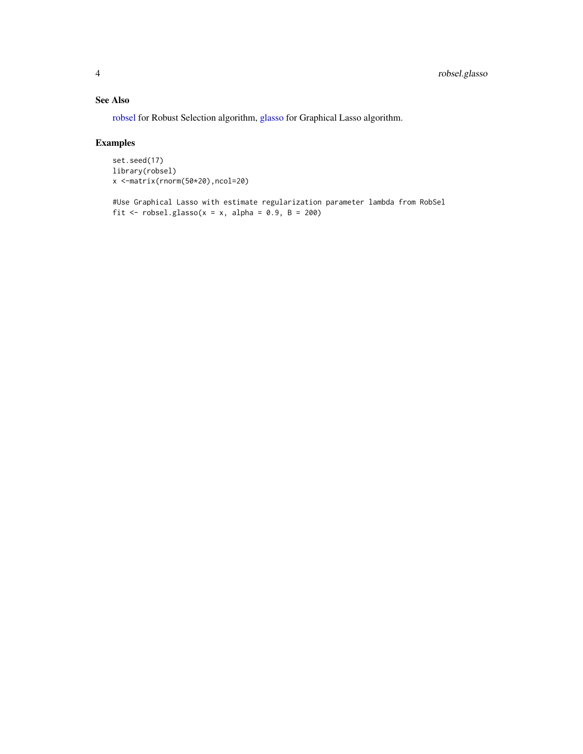## See Also

robsel for Robust Selection algorithm, glasso for Graphical Lasso algorithm.

## Examples

```
set.seed(17)
library(robsel)
x <-matrix(rnorm(50*20),ncol=20)

#Use Graphical Lasso with estimate regularization parameter lambda from RobSel
fit <- robsel.glasso(x = x, alpha = 0.9, B = 200)
```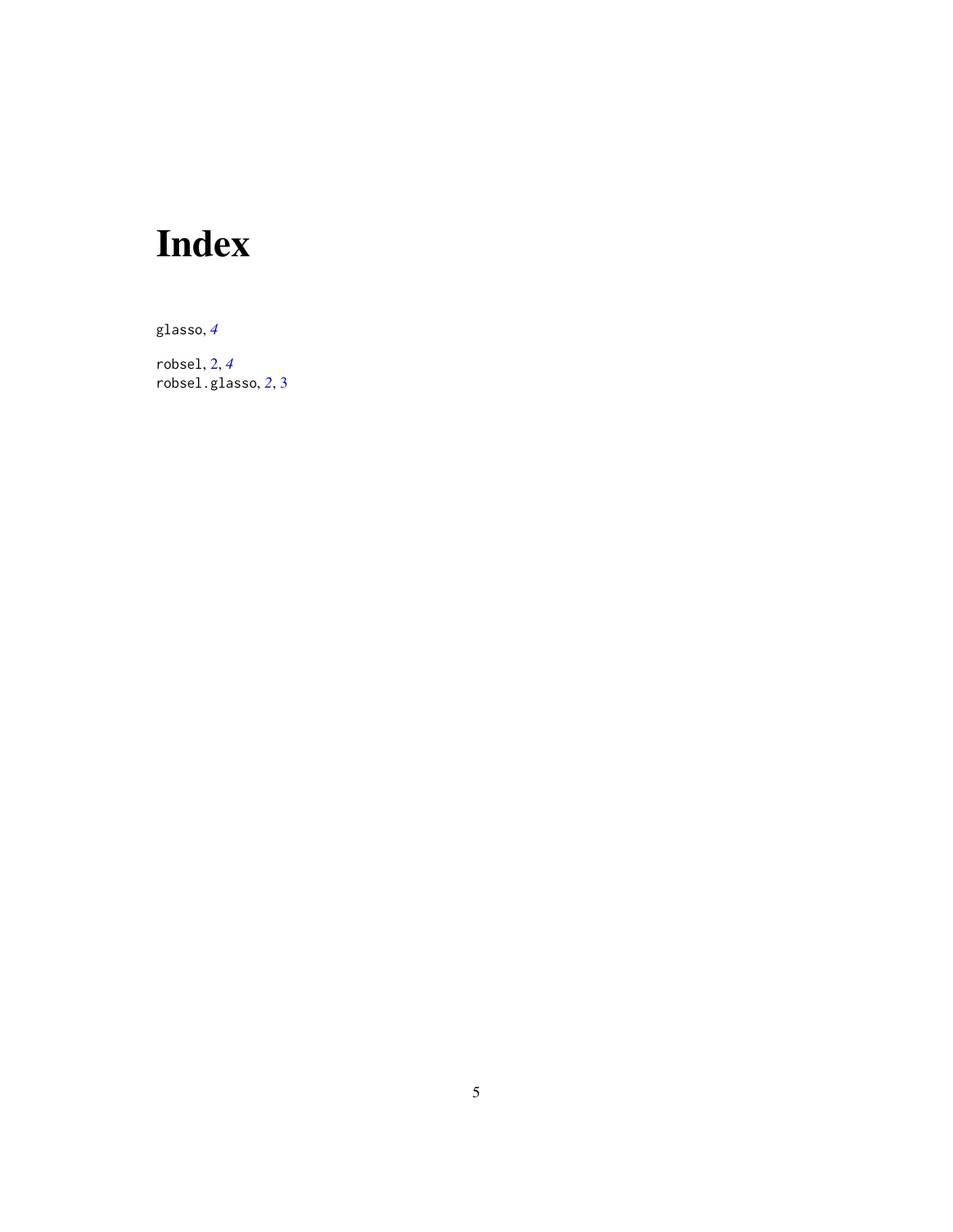# Index

glasso, *4*

robsel, 2, *4*
robsel.glasso, *2*, 3